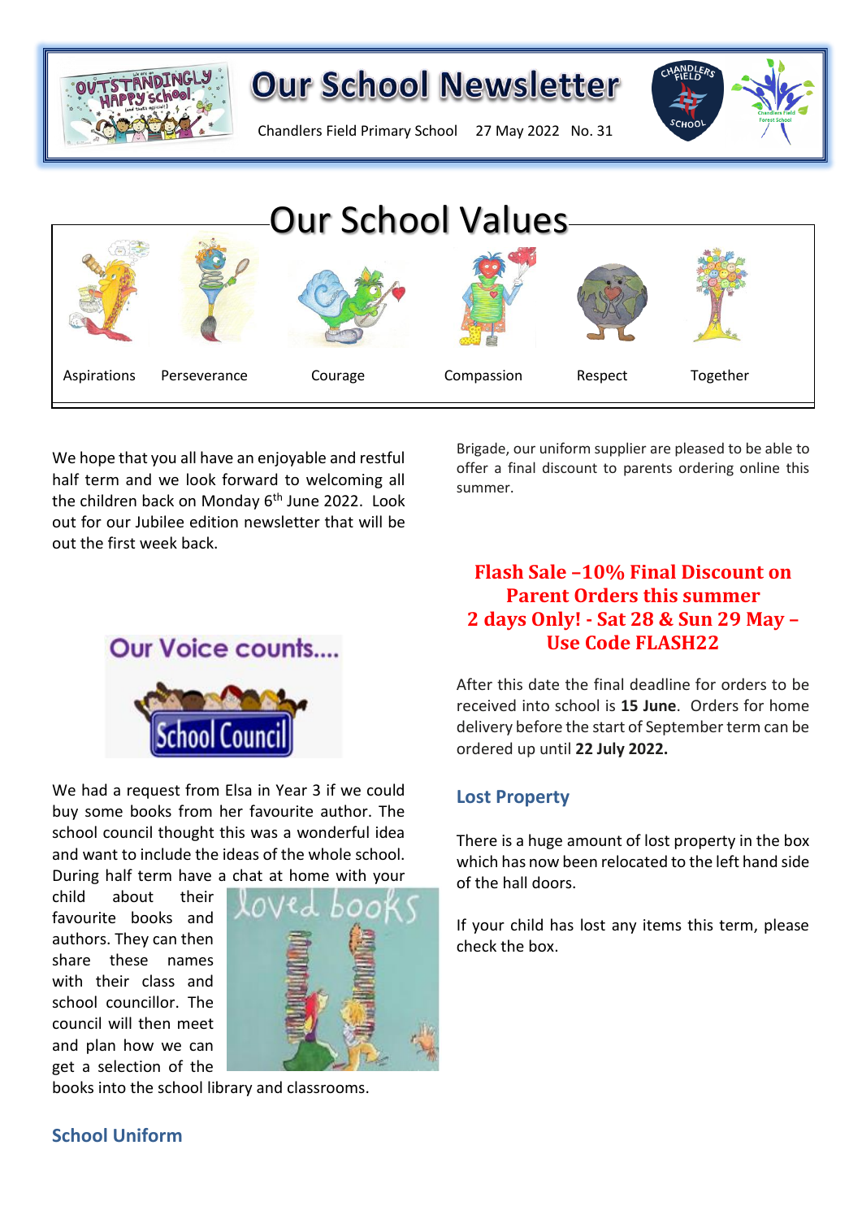# Our School Newsletter

Chandlers Field Primary School 27 May 2022 No. 31

## Our School Values

Aspirations Perseverance Courage Compassion Respect Together

We hope that you all have an enjoyable and restful half term and we look forward to welcoming all the children back on Monday 6th June 2022. Look out for our Jubilee edition newsletter that will be out the first week back.

## Our Voice counts.... School Council

We had a request from Elsa in Year 3 if we could buy some books from her favourite author. The school council thought this was a wonderful idea and want to include the ideas of the whole school. During half term have a chat at home with your child about their favourite books and authors. They can then share these names with their class and school councillor. The council will then meet and plan how we can get a selection of the books into the school library and classrooms.

## School Uniform

Brigade, our uniform supplier are pleased to be able to offer a final discount to parents ordering online this summer.

**Flash Sale –10% Final Discount on Parent Orders this summer**
**2 days Only! - Sat 28 & Sun 29 May – Use Code FLASH22**

After this date the final deadline for orders to be received into school is **15 June**. Orders for home delivery before the start of September term can be ordered up until **22 July 2022.**

## Lost Property

There is a huge amount of lost property in the box which has now been relocated to the left hand side of the hall doors.

If your child has lost any items this term, please check the box.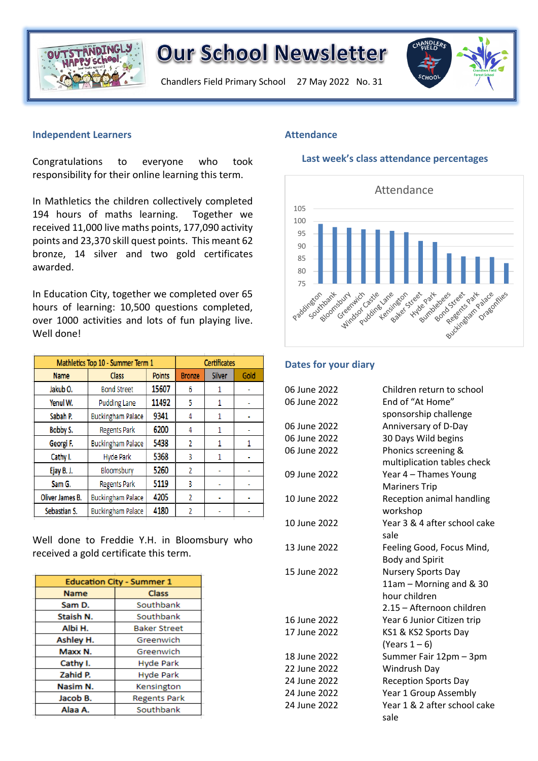# Our School Newsletter

Chandlers Field Primary School 27 May 2022 No. 31

## Independent Learners

Congratulations to everyone who took responsibility for their online learning this term.

In Mathletics the children collectively completed 194 hours of maths learning. Together we received 11,000 live maths points, 177,090 activity points and 23,370 skill quest points. This meant 62 bronze, 14 silver and two gold certificates awarded.

In Education City, together we completed over 65 hours of learning: 10,500 questions completed, over 1000 activities and lots of fun playing live. Well done!

| Mathletics Top 10 - Summer Term 1 | | | Certificates | | |
|---|---|---|---|---|---|
| Name | Class | Points | Bronze | Silver | Gold |
| Jakub O. | Bond Street | 15607 | 6 | 1 | - |
| Yenul W. | Pudding Lane | 11492 | 5 | 1 | - |
| Sabah P. | Buckingham Palace | 9341 | 4 | 1 | - |
| Bobby S. | Regents Park | 6200 | 4 | 1 | - |
| Georgi F. | Buckingham Palace | 5438 | 2 | 1 | 1 |
| Cathy I. | Hyde Park | 5368 | 3 | 1 | - |
| Ejay B. J. | Bloomsbury | 5260 | 2 | - | - |
| Sam G. | Regents Park | 5119 | 3 | - | - |
| Oliver James B. | Buckingham Palace | 4205 | 2 | - | - |
| Sebastian S. | Buckingham Palace | 4180 | 2 | - | - |

Well done to Freddie Y.H. in Bloomsbury who received a gold certificate this term.

| Education City - Summer 1 | |
|---|---|
| Name | Class |
| Sam D. | Southbank |
| Staish N. | Southbank |
| Albi H. | Baker Street |
| Ashley H. | Greenwich |
| Maxx N. | Greenwich |
| Cathy I. | Hyde Park |
| Zahid P. | Hyde Park |
| Nasim N. | Kensington |
| Jacob B. | Regents Park |
| Alaa A. | Southbank |

## Attendance

### Last week's class attendance percentages

Attendance

| Class | Attendance |
|---|---|
| Paddington | ~98 |
| Southbank | ~97 |
| Bloomsbury | ~97 |
| Greenwich | ~96 |
| Windsor Castle | ~96 |
| Pudding Lane | ~96 |
| Kensington | ~95 |
| Baker Street | ~92 |
| Hyde Park | ~92 |
| Bumblebees | ~87 |
| Bond Street | ~86 |
| Regents Park | ~86 |
| Buckingham Palace | ~86 |
| Dragonflies | ~83 |

## Dates for your diary

| Date | Event |
|---|---|
| 06 June 2022 | Children return to school |
| 06 June 2022 | End of "At Home" sponsorship challenge |
| 06 June 2022 | Anniversary of D-Day |
| 06 June 2022 | 30 Days Wild begins |
| 06 June 2022 | Phonics screening & multiplication tables check |
| 09 June 2022 | Year 4 – Thames Young Mariners Trip |
| 10 June 2022 | Reception animal handling workshop |
| 10 June 2022 | Year 3 & 4 after school cake sale |
| 13 June 2022 | Feeling Good, Focus Mind, Body and Spirit |
| 15 June 2022 | Nursery Sports Day<br>11am – Morning and & 30 hour children<br>2.15 – Afternoon children |
| 16 June 2022 | Year 6 Junior Citizen trip |
| 17 June 2022 | KS1 & KS2 Sports Day (Years 1 – 6) |
| 18 June 2022 | Summer Fair 12pm – 3pm |
| 22 June 2022 | Windrush Day |
| 24 June 2022 | Reception Sports Day |
| 24 June 2022 | Year 1 Group Assembly |
| 24 June 2022 | Year 1 & 2 after school cake sale |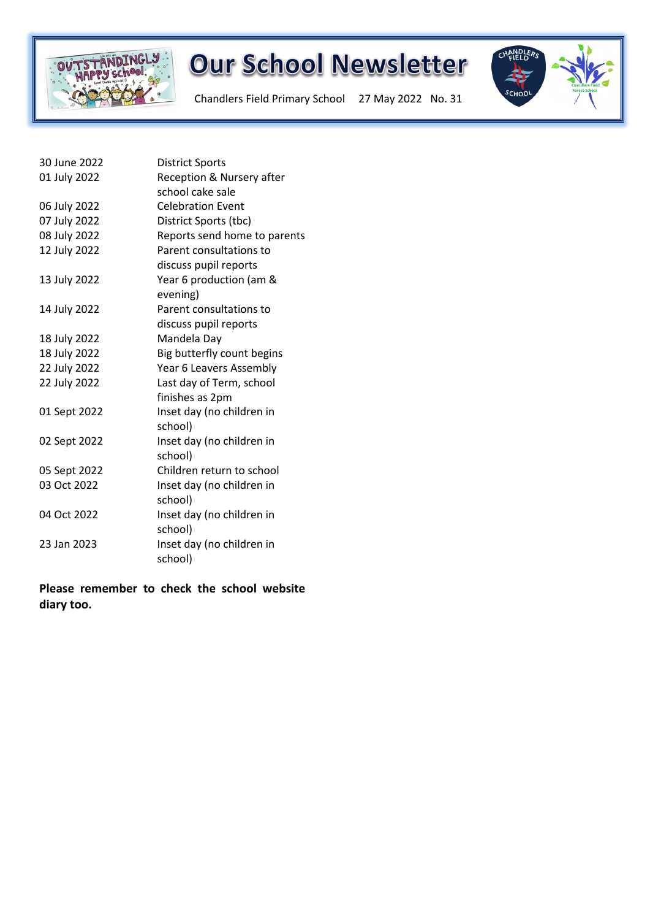| | |
|---|---|
| 30 June 2022 | District Sports |
| 01 July 2022 | Reception & Nursery after school cake sale |
| 06 July 2022 | Celebration Event |
| 07 July 2022 | District Sports (tbc) |
| 08 July 2022 | Reports send home to parents |
| 12 July 2022 | Parent consultations to discuss pupil reports |
| 13 July 2022 | Year 6 production (am & evening) |
| 14 July 2022 | Parent consultations to discuss pupil reports |
| 18 July 2022 | Mandela Day |
| 18 July 2022 | Big butterfly count begins |
| 22 July 2022 | Year 6 Leavers Assembly |
| 22 July 2022 | Last day of Term, school finishes as 2pm |
| 01 Sept 2022 | Inset day (no children in school) |
| 02 Sept 2022 | Inset day (no children in school) |
| 05 Sept 2022 | Children return to school |
| 03 Oct 2022 | Inset day (no children in school) |
| 04 Oct 2022 | Inset day (no children in school) |
| 23 Jan 2023 | Inset day (no children in school) |

**Please remember to check the school website diary too.**